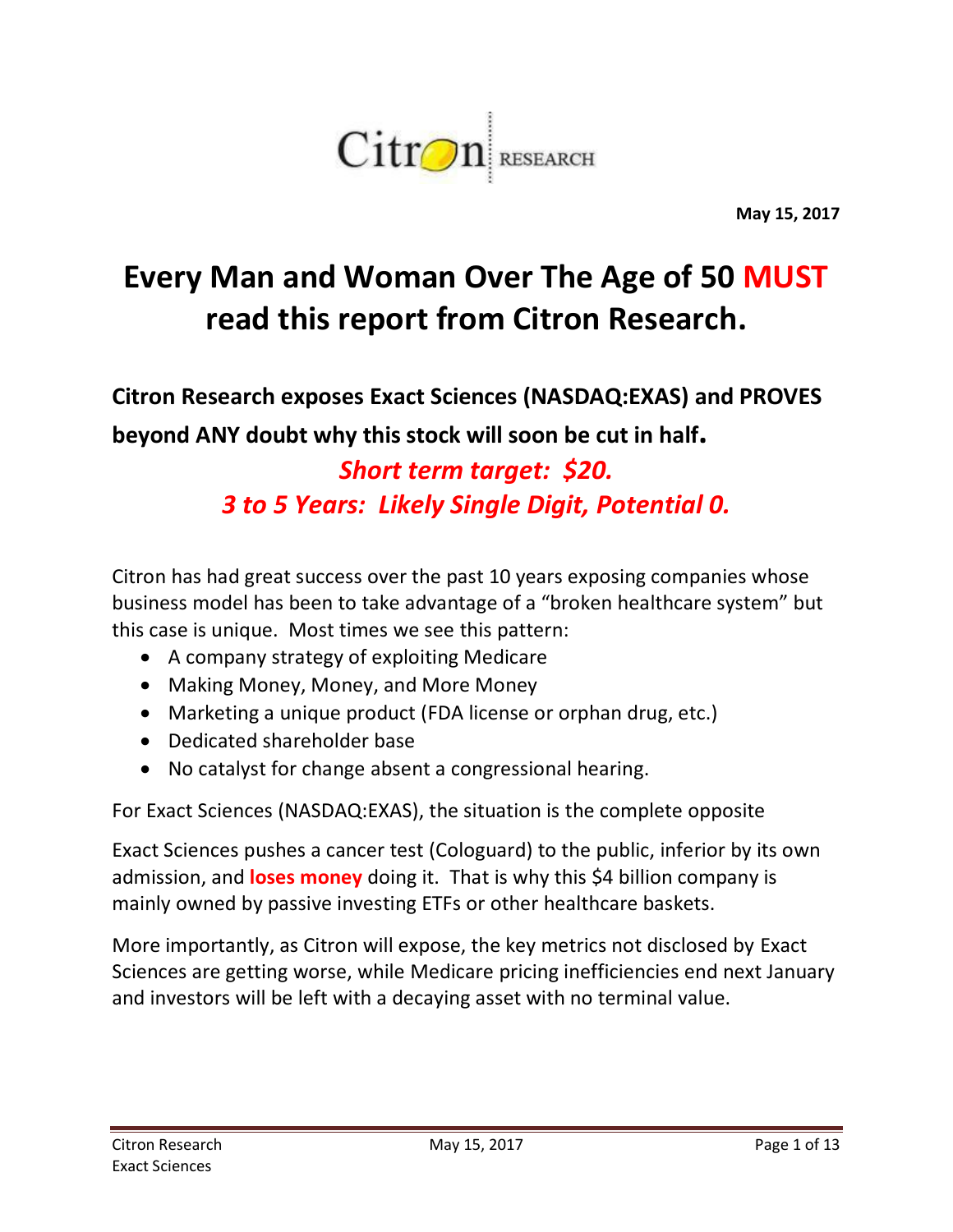Citron RESEARCH

**May 15, 2017**

# Every Man and Woman Over The Age of 50 MUST read this report from Citron Research.

**Citron Research exposes Exact Sciences (NASDAQ:EXAS) and PROVES beyond ANY doubt why this stock will soon be cut in half.**

***Short term target: $20.***

***3 to 5 Years: Likely Single Digit, Potential 0.***

Citron has had great success over the past 10 years exposing companies whose business model has been to take advantage of a "broken healthcare system" but this case is unique. Most times we see this pattern:

- A company strategy of exploiting Medicare
- Making Money, Money, and More Money
- Marketing a unique product (FDA license or orphan drug, etc.)
- Dedicated shareholder base
- No catalyst for change absent a congressional hearing.

For Exact Sciences (NASDAQ:EXAS), the situation is the complete opposite

Exact Sciences pushes a cancer test (Cologuard) to the public, inferior by its own admission, and **loses money** doing it. That is why this $4 billion company is mainly owned by passive investing ETFs or other healthcare baskets.

More importantly, as Citron will expose, the key metrics not disclosed by Exact Sciences are getting worse, while Medicare pricing inefficiencies end next January and investors will be left with a decaying asset with no terminal value.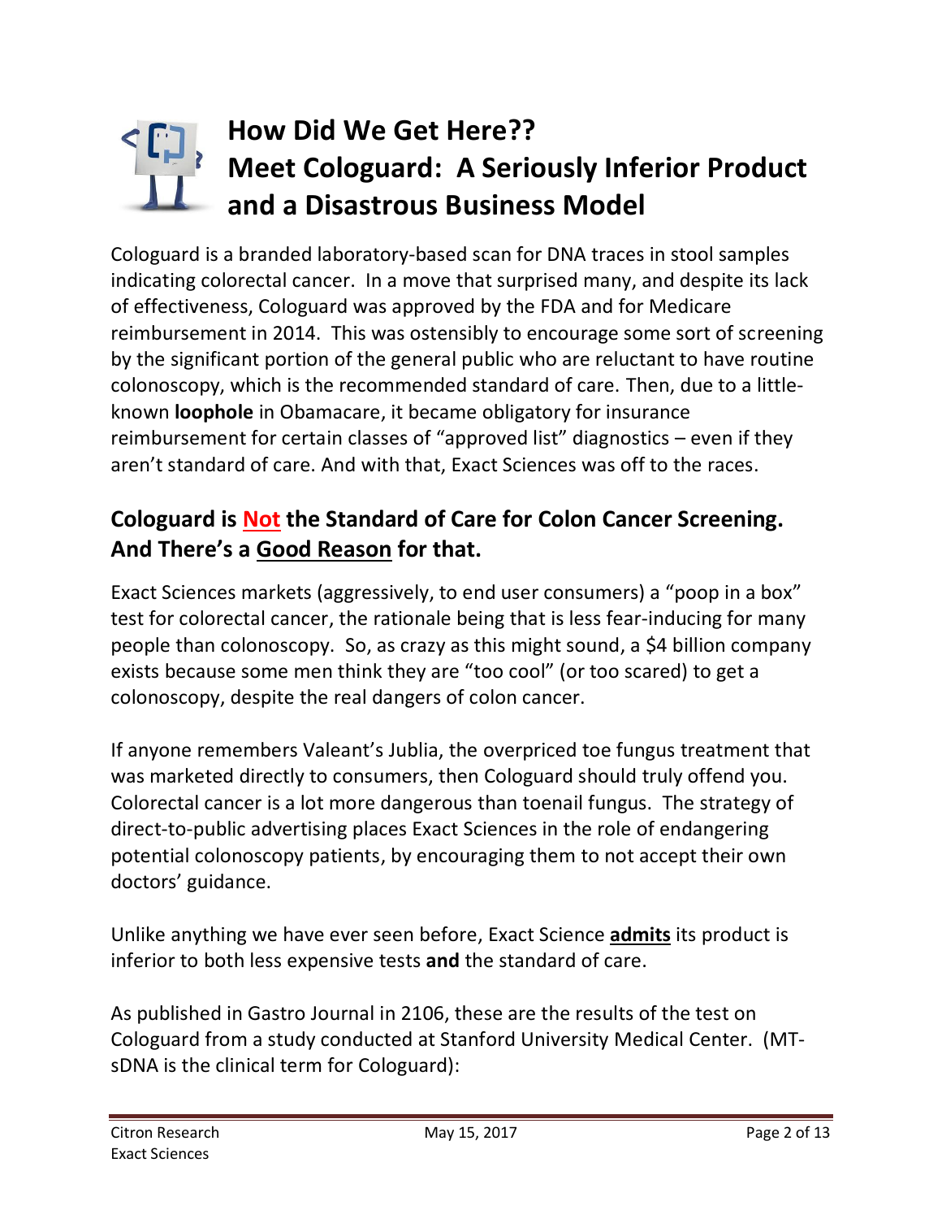# How Did We Get Here?? Meet Cologuard: A Seriously Inferior Product and a Disastrous Business Model

Cologuard is a branded laboratory-based scan for DNA traces in stool samples indicating colorectal cancer. In a move that surprised many, and despite its lack of effectiveness, Cologuard was approved by the FDA and for Medicare reimbursement in 2014. This was ostensibly to encourage some sort of screening by the significant portion of the general public who are reluctant to have routine colonoscopy, which is the recommended standard of care. Then, due to a little-known **loophole** in Obamacare, it became obligatory for insurance reimbursement for certain classes of "approved list" diagnostics – even if they aren't standard of care. And with that, Exact Sciences was off to the races.

## Cologuard is Not the Standard of Care for Colon Cancer Screening. And There's a Good Reason for that.

Exact Sciences markets (aggressively, to end user consumers) a "poop in a box" test for colorectal cancer, the rationale being that is less fear-inducing for many people than colonoscopy. So, as crazy as this might sound, a $4 billion company exists because some men think they are "too cool" (or too scared) to get a colonoscopy, despite the real dangers of colon cancer.

If anyone remembers Valeant's Jublia, the overpriced toe fungus treatment that was marketed directly to consumers, then Cologuard should truly offend you. Colorectal cancer is a lot more dangerous than toenail fungus. The strategy of direct-to-public advertising places Exact Sciences in the role of endangering potential colonoscopy patients, by encouraging them to not accept their own doctors' guidance.

Unlike anything we have ever seen before, Exact Science **admits** its product is inferior to both less expensive tests **and** the standard of care.

As published in Gastro Journal in 2106, these are the results of the test on Cologuard from a study conducted at Stanford University Medical Center. (MT-sDNA is the clinical term for Cologuard):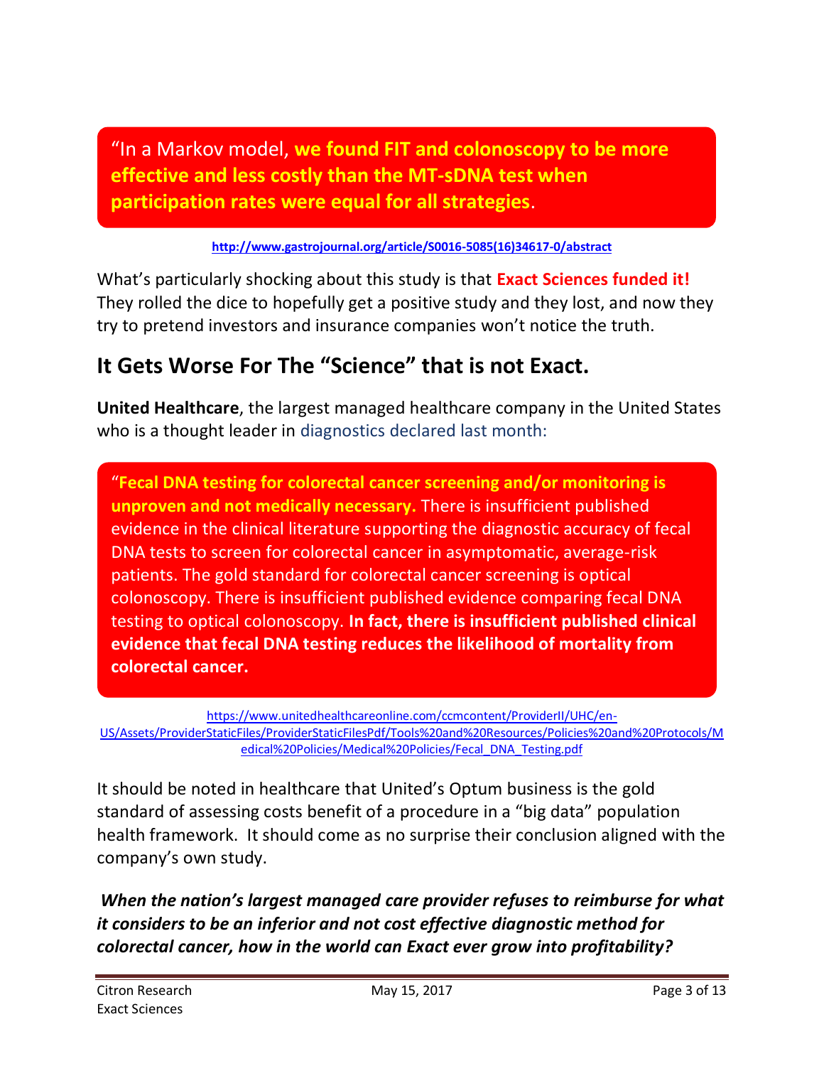> "In a Markov model, **we found FIT and colonoscopy to be more effective and less costly than the MT-sDNA test when participation rates were equal for all strategies**.

http://www.gastrojournal.org/article/S0016-5085(16)34617-0/abstract

What's particularly shocking about this study is that **Exact Sciences funded it!** They rolled the dice to hopefully get a positive study and they lost, and now they try to pretend investors and insurance companies won't notice the truth.

## It Gets Worse For The "Science" that is not Exact.

**United Healthcare**, the largest managed healthcare company in the United States who is a thought leader in diagnostics declared last month:

> "**Fecal DNA testing for colorectal cancer screening and/or monitoring is unproven and not medically necessary.** There is insufficient published evidence in the clinical literature supporting the diagnostic accuracy of fecal DNA tests to screen for colorectal cancer in asymptomatic, average-risk patients. The gold standard for colorectal cancer screening is optical colonoscopy. There is insufficient published evidence comparing fecal DNA testing to optical colonoscopy. **In fact, there is insufficient published clinical evidence that fecal DNA testing reduces the likelihood of mortality from colorectal cancer.**

https://www.unitedhealthcareonline.com/ccmcontent/ProviderII/UHC/en-US/Assets/ProviderStaticFiles/ProviderStaticFilesPdf/Tools%20and%20Resources/Policies%20and%20Protocols/Medical%20Policies/Medical%20Policies/Fecal_DNA_Testing.pdf

It should be noted in healthcare that United's Optum business is the gold standard of assessing costs benefit of a procedure in a "big data" population health framework. It should come as no surprise their conclusion aligned with the company's own study.

***When the nation's largest managed care provider refuses to reimburse for what it considers to be an inferior and not cost effective diagnostic method for colorectal cancer, how in the world can Exact ever grow into profitability?***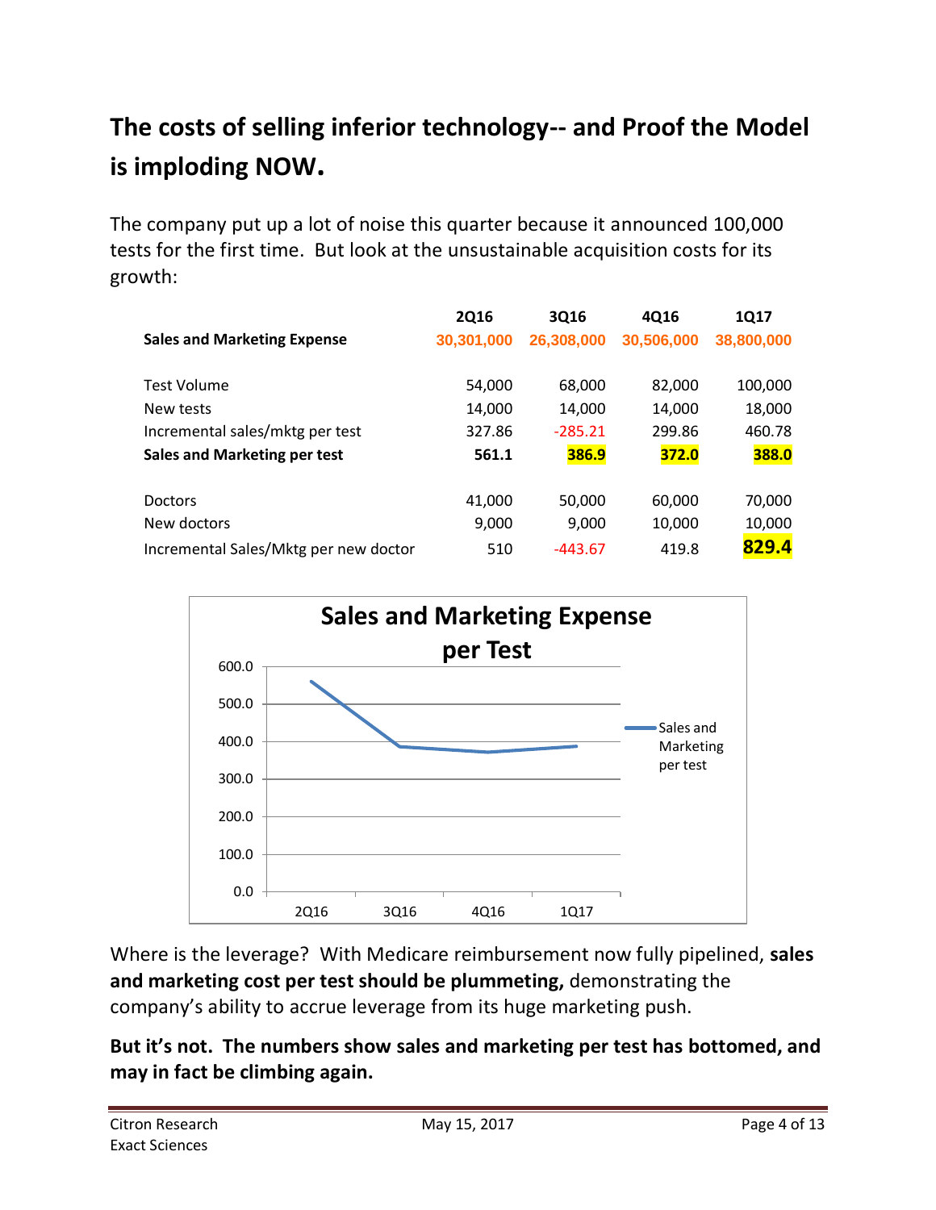# The costs of selling inferior technology-- and Proof the Model is imploding NOW.

The company put up a lot of noise this quarter because it announced 100,000 tests for the first time. But look at the unsustainable acquisition costs for its growth:

| | 2Q16 | 3Q16 | 4Q16 | 1Q17 |
|---|---|---|---|---|
| **Sales and Marketing Expense** | 30,301,000 | 26,308,000 | 30,506,000 | 38,800,000 |
| | | | | |
| Test Volume | 54,000 | 68,000 | 82,000 | 100,000 |
| New tests | 14,000 | 14,000 | 14,000 | 18,000 |
| Incremental sales/mktg per test | 327.86 | -285.21 | 299.86 | 460.78 |
| **Sales and Marketing per test** | **561.1** | **386.9** | **372.0** | **388.0** |
| | | | | |
| Doctors | 41,000 | 50,000 | 60,000 | 70,000 |
| New doctors | 9,000 | 9,000 | 10,000 | 10,000 |
| Incremental Sales/Mktg per new doctor | 510 | -443.67 | 419.8 | **829.4** |

Sales and Marketing Expense per Test

600.0
500.0
400.0
300.0
200.0
100.0
0.0

2Q16 3Q16 4Q16 1Q17

Sales and Marketing per test

Where is the leverage? With Medicare reimbursement now fully pipelined, **sales and marketing cost per test should be plummeting,** demonstrating the company's ability to accrue leverage from its huge marketing push.

**But it's not. The numbers show sales and marketing per test has bottomed, and may in fact be climbing again.**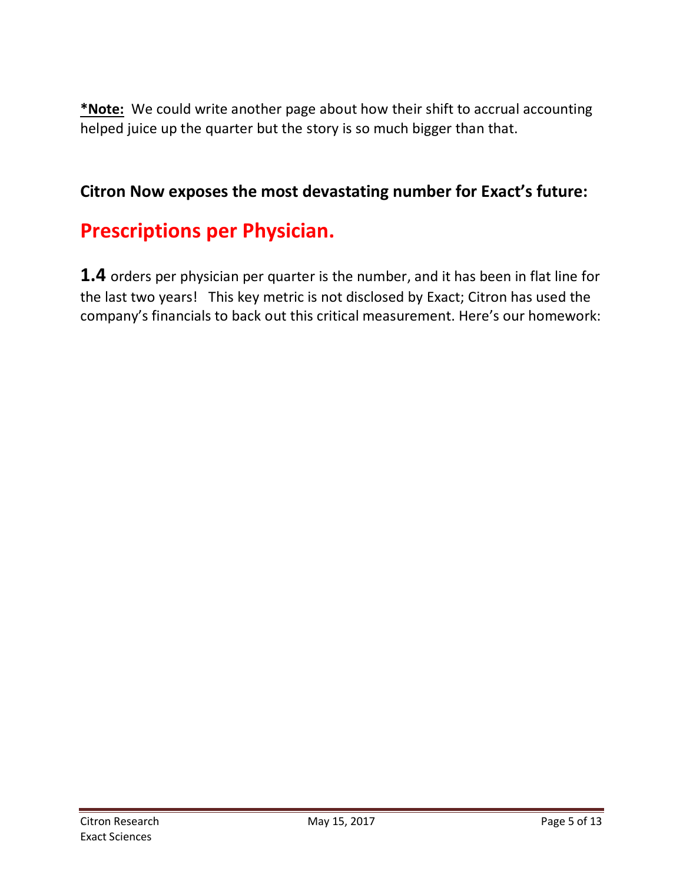**\*Note:** We could write another page about how their shift to accrual accounting helped juice up the quarter but the story is so much bigger than that.

### Citron Now exposes the most devastating number for Exact's future:

## Prescriptions per Physician.

**1.4** orders per physician per quarter is the number, and it has been in flat line for the last two years! This key metric is not disclosed by Exact; Citron has used the company's financials to back out this critical measurement. Here's our homework: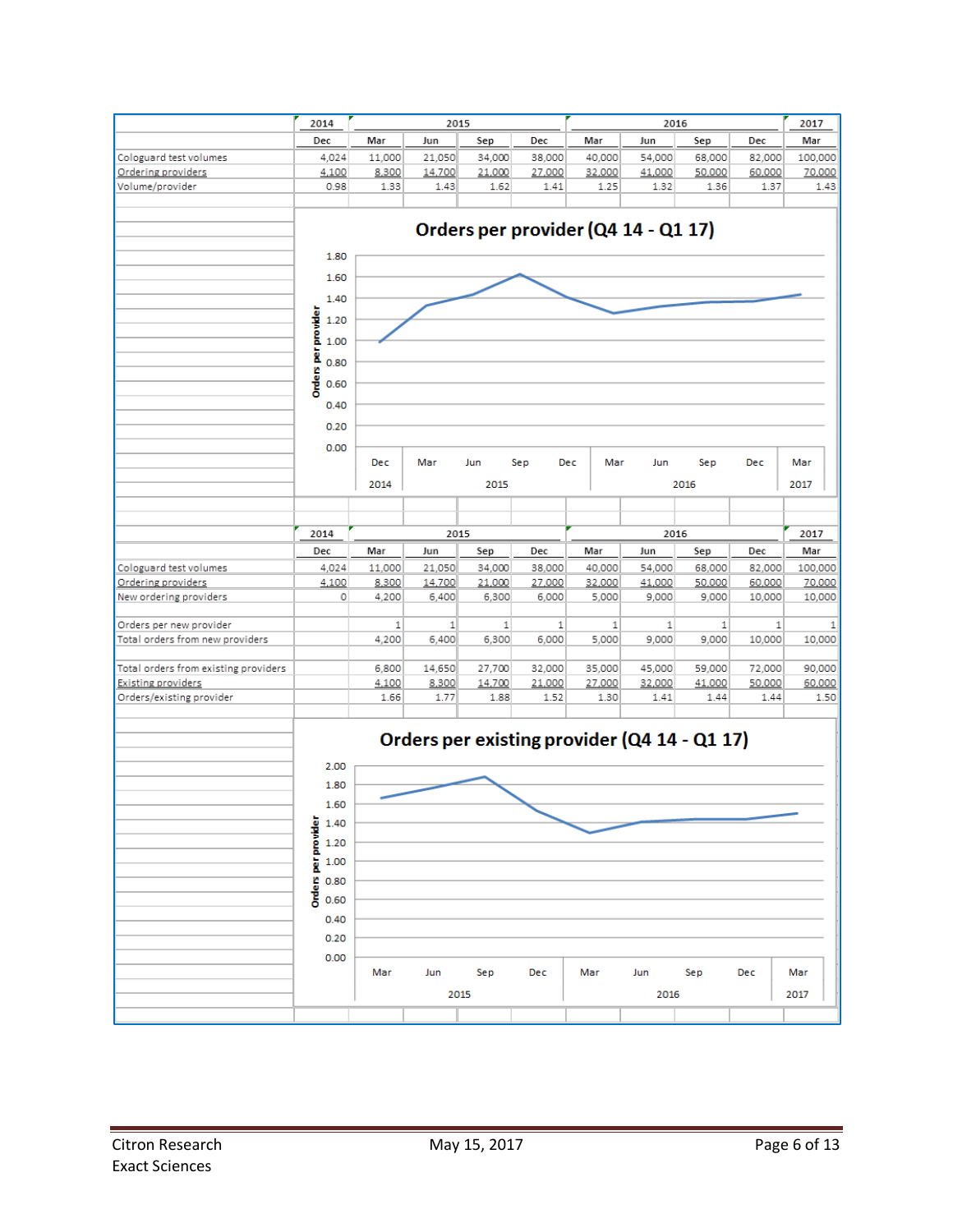| | 2014 | 2015 | | | | 2016 | | | | 2017 |
|---|---|---|---|---|---|---|---|---|---|---|
| | Dec | Mar | Jun | Sep | Dec | Mar | Jun | Sep | Dec | Mar |
| Cologuard test volumes | 4,024 | 11,000 | 21,050 | 34,000 | 38,000 | 40,000 | 54,000 | 68,000 | 82,000 | 100,000 |
| Ordering providers | 4,100 | 8,300 | 14,700 | 21,000 | 27,000 | 32,000 | 41,000 | 50,000 | 60,000 | 70,000 |
| Volume/provider | 0.98 | 1.33 | 1.43 | 1.62 | 1.41 | 1.25 | 1.32 | 1.36 | 1.37 | 1.43 |

Orders per provider (Q4 14 - Q1 17)

Orders per provider

1.80
1.60
1.40
1.20
1.00
0.80
0.60
0.40
0.20
0.00

Dec Mar Jun Sep Dec Mar Jun Sep Dec Mar

2014 2015 2016 2017

| | 2014 | 2015 | | | | 2016 | | | | 2017 |
|---|---|---|---|---|---|---|---|---|---|---|
| | Dec | Mar | Jun | Sep | Dec | Mar | Jun | Sep | Dec | Mar |
| Cologuard test volumes | 4,024 | 11,000 | 21,050 | 34,000 | 38,000 | 40,000 | 54,000 | 68,000 | 82,000 | 100,000 |
| Ordering providers | 4,100 | 8,300 | 14,700 | 21,000 | 27,000 | 32,000 | 41,000 | 50,000 | 60,000 | 70,000 |
| New ordering providers | 0 | 4,200 | 6,400 | 6,300 | 6,000 | 5,000 | 9,000 | 9,000 | 10,000 | 10,000 |
| | | | | | | | | | | |
| Orders per new provider | | 1 | 1 | 1 | 1 | 1 | 1 | 1 | 1 | 1 |
| Total orders from new providers | | 4,200 | 6,400 | 6,300 | 6,000 | 5,000 | 9,000 | 9,000 | 10,000 | 10,000 |
| | | | | | | | | | | |
| Total orders from existing providers | | 6,800 | 14,650 | 27,700 | 32,000 | 35,000 | 45,000 | 59,000 | 72,000 | 90,000 |
| Existing providers | | 4,100 | 8,300 | 14,700 | 21,000 | 27,000 | 32,000 | 41,000 | 50,000 | 60,000 |
| Orders/existing provider | | 1.66 | 1.77 | 1.88 | 1.52 | 1.30 | 1.41 | 1.44 | 1.44 | 1.50 |

Orders per existing provider (Q4 14 - Q1 17)

Orders per provider

2.00
1.80
1.60
1.40
1.20
1.00
0.80
0.60
0.40
0.20
0.00

Mar Jun Sep Dec Mar Jun Sep Dec Mar

2015 2016 2017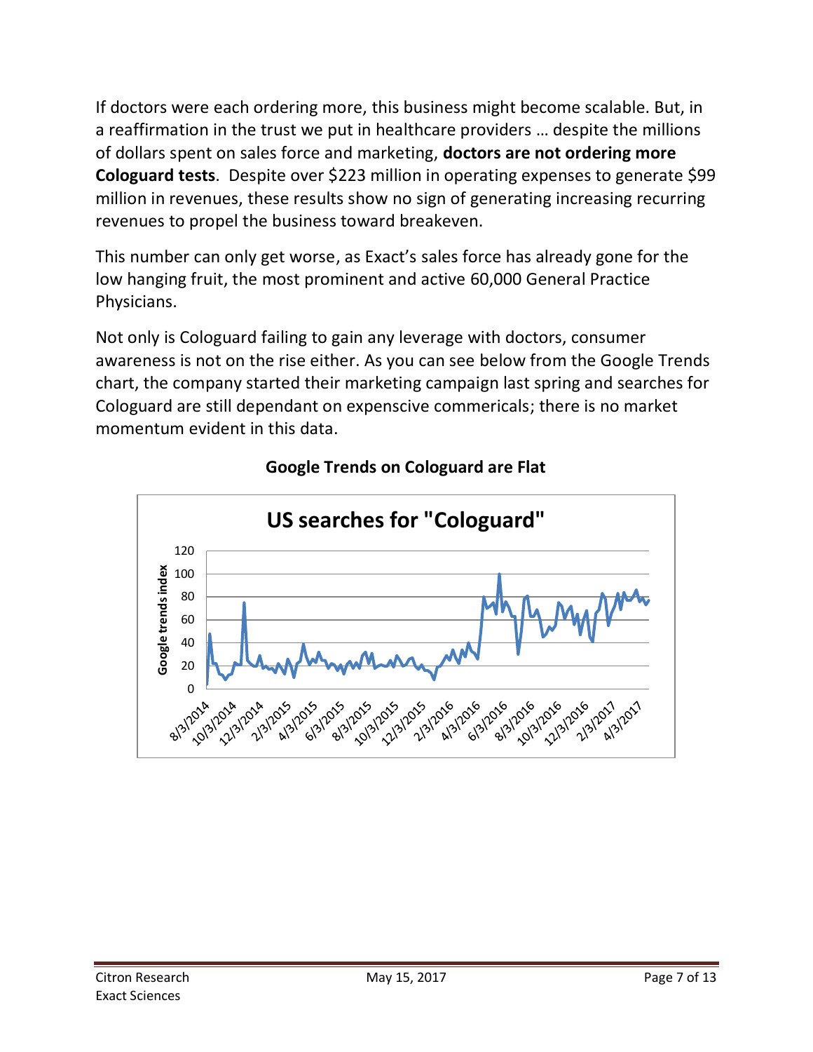If doctors were each ordering more, this business might become scalable. But, in a reaffirmation in the trust we put in healthcare providers … despite the millions of dollars spent on sales force and marketing, **doctors are not ordering more Cologuard tests**. Despite over $223 million in operating expenses to generate $99 million in revenues, these results show no sign of generating increasing recurring revenues to propel the business toward breakeven.

This number can only get worse, as Exact's sales force has already gone for the low hanging fruit, the most prominent and active 60,000 General Practice Physicians.

Not only is Cologuard failing to gain any leverage with doctors, consumer awareness is not on the rise either. As you can see below from the Google Trends chart, the company started their marketing campaign last spring and searches for Cologuard are still dependant on expenscive commericals; there is no market momentum evident in this data.

**Google Trends on Cologuard are Flat**

US searches for "Cologuard"

Google trends index

120
100
80
60
40
20
0

8/3/2014
10/3/2014
12/3/2014
2/3/2015
4/3/2015
6/3/2015
8/3/2015
10/3/2015
12/3/2015
2/3/2016
4/3/2016
6/3/2016
8/3/2016
10/3/2016
12/3/2016
2/3/2017
4/3/2017

Exact Sciences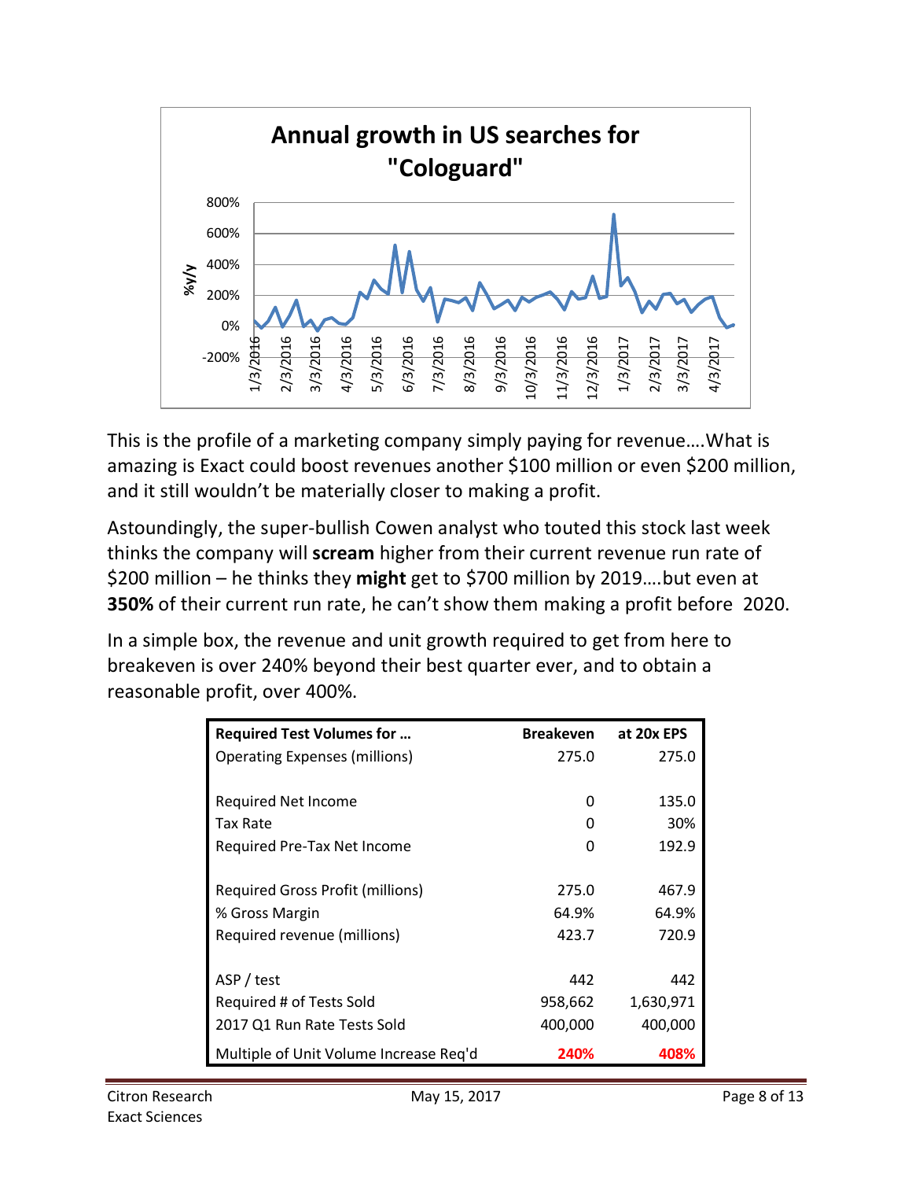Annual growth in US searches for "Cologuard"

800%
600%
400%
200%
0%
-200%

%y/y

1/3/2016
2/3/2016
3/3/2016
4/3/2016
5/3/2016
6/3/2016
7/3/2016
8/3/2016
9/3/2016
10/3/2016
11/3/2016
12/3/2016
1/3/2017
2/3/2017
3/3/2017
4/3/2017

This is the profile of a marketing company simply paying for revenue….What is amazing is Exact could boost revenues another $100 million or even $200 million, and it still wouldn't be materially closer to making a profit.

Astoundingly, the super-bullish Cowen analyst who touted this stock last week thinks the company will **scream** higher from their current revenue run rate of $200 million – he thinks they **might** get to $700 million by 2019….but even at **350%** of their current run rate, he can't show them making a profit before 2020.

In a simple box, the revenue and unit growth required to get from here to breakeven is over 240% beyond their best quarter ever, and to obtain a reasonable profit, over 400%.

| Required Test Volumes for … | Breakeven | at 20x EPS |
|---|---|---|
| Operating Expenses (millions) | 275.0 | 275.0 |
| | | |
| Required Net Income | 0 | 135.0 |
| Tax Rate | 0 | 30% |
| Required Pre-Tax Net Income | 0 | 192.9 |
| | | |
| Required Gross Profit (millions) | 275.0 | 467.9 |
| % Gross Margin | 64.9% | 64.9% |
| Required revenue (millions) | 423.7 | 720.9 |
| | | |
| ASP / test | 442 | 442 |
| Required # of Tests Sold | 958,662 | 1,630,971 |
| 2017 Q1 Run Rate Tests Sold | 400,000 | 400,000 |
| Multiple of Unit Volume Increase Req'd | **240%** | **408%** |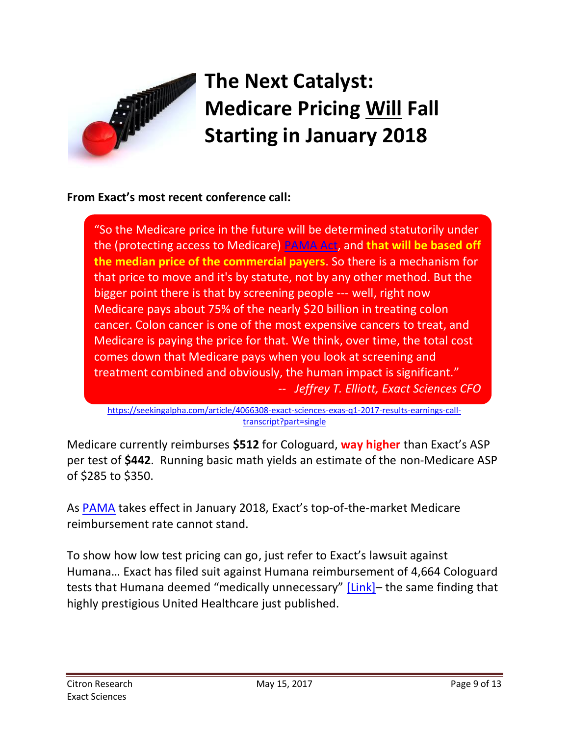# The Next Catalyst: Medicare Pricing Will Fall Starting in January 2018

**From Exact's most recent conference call:**

> "So the Medicare price in the future will be determined statutorily under the (protecting access to Medicare) PAMA Act, and **that will be based off the median price of the commercial payers**. So there is a mechanism for that price to move and it's by statute, not by any other method. But the bigger point there is that by screening people --- well, right now Medicare pays about 75% of the nearly $20 billion in treating colon cancer. Colon cancer is one of the most expensive cancers to treat, and Medicare is paying the price for that. We think, over time, the total cost comes down that Medicare pays when you look at screening and treatment combined and obviously, the human impact is significant."
>
> -- *Jeffrey T. Elliott, Exact Sciences CFO*

https://seekingalpha.com/article/4066308-exact-sciences-exas-q1-2017-results-earnings-call-transcript?part=single

Medicare currently reimburses **$512** for Cologuard, **way higher** than Exact's ASP per test of **$442**. Running basic math yields an estimate of the non-Medicare ASP of $285 to $350.

As PAMA takes effect in January 2018, Exact's top-of-the-market Medicare reimbursement rate cannot stand.

To show how low test pricing can go, just refer to Exact's lawsuit against Humana… Exact has filed suit against Humana reimbursement of 4,664 Cologuard tests that Humana deemed "medically unnecessary" [Link]– the same finding that highly prestigious United Healthcare just published.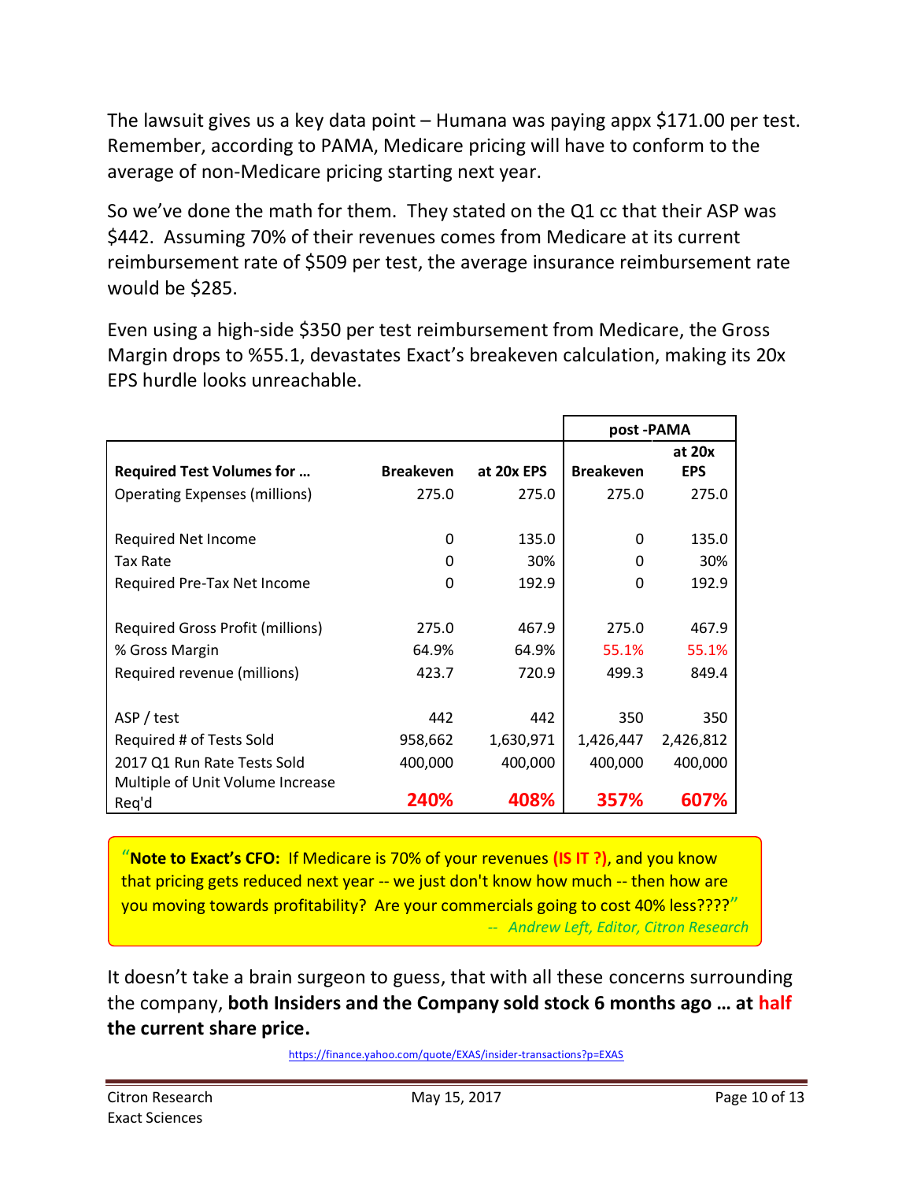The lawsuit gives us a key data point – Humana was paying appx $171.00 per test. Remember, according to PAMA, Medicare pricing will have to conform to the average of non-Medicare pricing starting next year.

So we've done the math for them. They stated on the Q1 cc that their ASP was $442. Assuming 70% of their revenues comes from Medicare at its current reimbursement rate of $509 per test, the average insurance reimbursement rate would be $285.

Even using a high-side $350 per test reimbursement from Medicare, the Gross Margin drops to %55.1, devastates Exact's breakeven calculation, making its 20x EPS hurdle looks unreachable.

| | | | post -PAMA | |
|---|---|---|---|---|
| **Required Test Volumes for …** | **Breakeven** | **at 20x EPS** | **Breakeven** | **at 20x EPS** |
| Operating Expenses (millions) | 275.0 | 275.0 | 275.0 | 275.0 |
| Required Net Income | 0 | 135.0 | 0 | 135.0 |
| Tax Rate | 0 | 30% | 0 | 30% |
| Required Pre-Tax Net Income | 0 | 192.9 | 0 | 192.9 |
| Required Gross Profit (millions) | 275.0 | 467.9 | 275.0 | 467.9 |
| % Gross Margin | 64.9% | 64.9% | 55.1% | 55.1% |
| Required revenue (millions) | 423.7 | 720.9 | 499.3 | 849.4 |
| ASP / test | 442 | 442 | 350 | 350 |
| Required # of Tests Sold | 958,662 | 1,630,971 | 1,426,447 | 2,426,812 |
| 2017 Q1 Run Rate Tests Sold | 400,000 | 400,000 | 400,000 | 400,000 |
| Multiple of Unit Volume Increase Req'd | **240%** | **408%** | **357%** | **607%** |

> "**Note to Exact's CFO:** If Medicare is 70% of your revenues **(IS IT ?)**, and you know that pricing gets reduced next year -- we just don't know how much -- then how are you moving towards profitability? Are your commercials going to cost 40% less????"
>
> *-- Andrew Left, Editor, Citron Research*

It doesn't take a brain surgeon to guess, that with all these concerns surrounding the company, **both Insiders and the Company sold stock 6 months ago … at half the current share price.**

https://finance.yahoo.com/quote/EXAS/insider-transactions?p=EXAS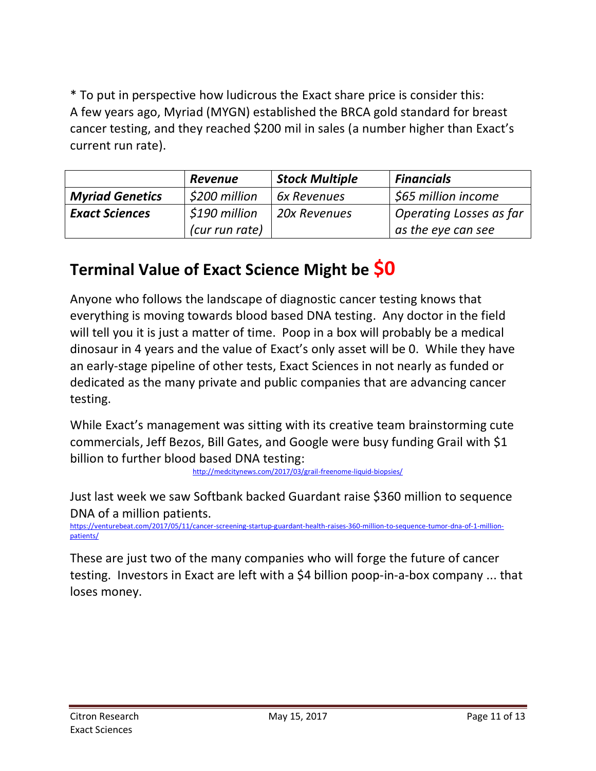* To put in perspective how ludicrous the Exact share price is consider this: A few years ago, Myriad (MYGN) established the BRCA gold standard for breast cancer testing, and they reached $200 mil in sales (a number higher than Exact's current run rate).

| | *Revenue* | *Stock Multiple* | *Financials* |
|---|---|---|---|
| ***Myriad Genetics*** | *$200 million* | *6x Revenues* | *$65 million income* |
| ***Exact Sciences*** | *$190 million (cur run rate)* | *20x Revenues* | *Operating Losses as far as the eye can see* |

## Terminal Value of Exact Science Might be $0

Anyone who follows the landscape of diagnostic cancer testing knows that everything is moving towards blood based DNA testing. Any doctor in the field will tell you it is just a matter of time. Poop in a box will probably be a medical dinosaur in 4 years and the value of Exact's only asset will be 0. While they have an early-stage pipeline of other tests, Exact Sciences in not nearly as funded or dedicated as the many private and public companies that are advancing cancer testing.

While Exact's management was sitting with its creative team brainstorming cute commercials, Jeff Bezos, Bill Gates, and Google were busy funding Grail with $1 billion to further blood based DNA testing:

http://medcitynews.com/2017/03/grail-freenome-liquid-biopsies/

Just last week we saw Softbank backed Guardant raise $360 million to sequence DNA of a million patients.

https://venturebeat.com/2017/05/11/cancer-screening-startup-guardant-health-raises-360-million-to-sequence-tumor-dna-of-1-million-patients/

These are just two of the many companies who will forge the future of cancer testing. Investors in Exact are left with a $4 billion poop-in-a-box company ... that loses money.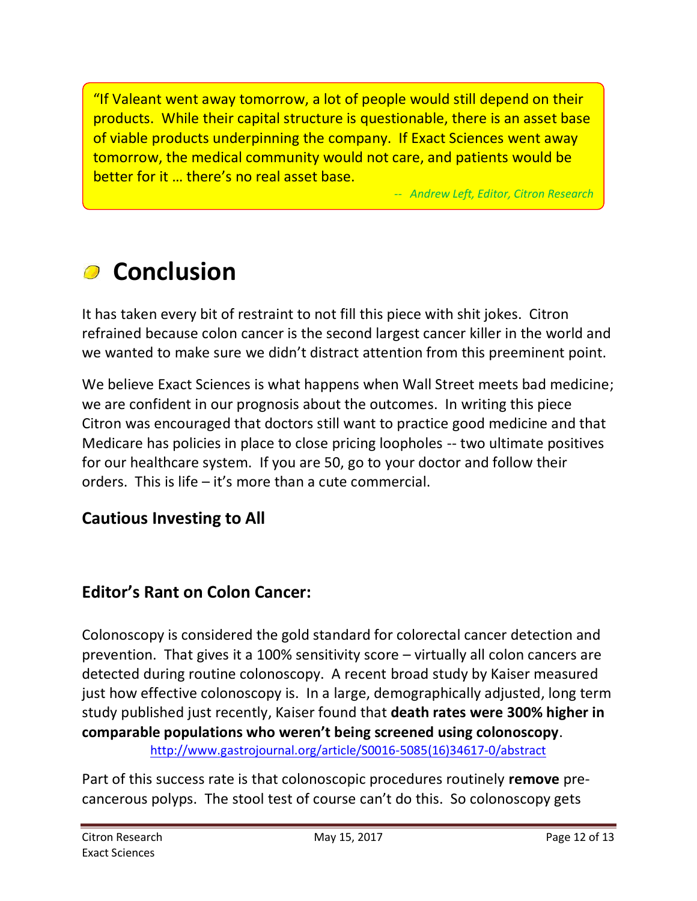> "If Valeant went away tomorrow, a lot of people would still depend on their products. While their capital structure is questionable, there is an asset base of viable products underpinning the company. If Exact Sciences went away tomorrow, the medical community would not care, and patients would be better for it … there's no real asset base.
>
> *-- Andrew Left, Editor, Citron Research*

# Conclusion

It has taken every bit of restraint to not fill this piece with shit jokes. Citron refrained because colon cancer is the second largest cancer killer in the world and we wanted to make sure we didn't distract attention from this preeminent point.

We believe Exact Sciences is what happens when Wall Street meets bad medicine; we are confident in our prognosis about the outcomes. In writing this piece Citron was encouraged that doctors still want to practice good medicine and that Medicare has policies in place to close pricing loopholes -- two ultimate positives for our healthcare system. If you are 50, go to your doctor and follow their orders. This is life – it's more than a cute commercial.

## Cautious Investing to All

## Editor's Rant on Colon Cancer:

Colonoscopy is considered the gold standard for colorectal cancer detection and prevention. That gives it a 100% sensitivity score – virtually all colon cancers are detected during routine colonoscopy. A recent broad study by Kaiser measured just how effective colonoscopy is. In a large, demographically adjusted, long term study published just recently, Kaiser found that **death rates were 300% higher in comparable populations who weren't being screened using colonoscopy**.

http://www.gastrojournal.org/article/S0016-5085(16)34617-0/abstract

Part of this success rate is that colonoscopic procedures routinely **remove** pre-cancerous polyps. The stool test of course can't do this. So colonoscopy gets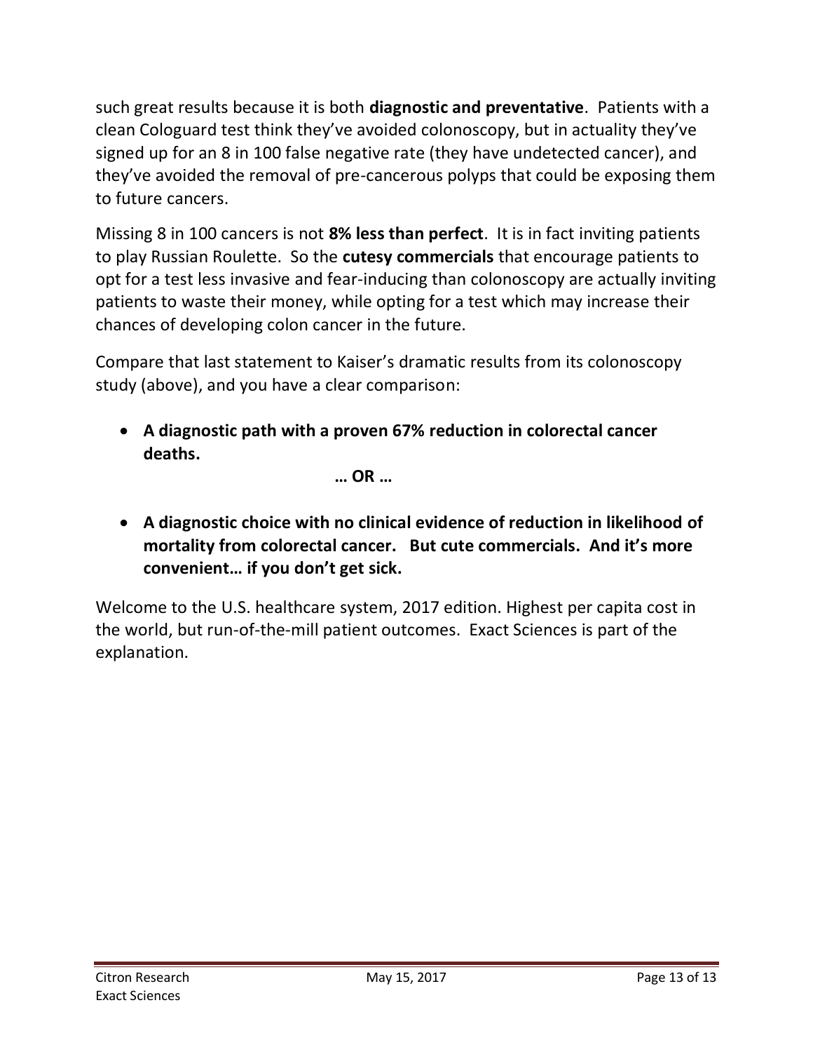such great results because it is both **diagnostic and preventative**. Patients with a clean Cologuard test think they've avoided colonoscopy, but in actuality they've signed up for an 8 in 100 false negative rate (they have undetected cancer), and they've avoided the removal of pre-cancerous polyps that could be exposing them to future cancers.

Missing 8 in 100 cancers is not **8% less than perfect**. It is in fact inviting patients to play Russian Roulette. So the **cutesy commercials** that encourage patients to opt for a test less invasive and fear-inducing than colonoscopy are actually inviting patients to waste their money, while opting for a test which may increase their chances of developing colon cancer in the future.

Compare that last statement to Kaiser's dramatic results from its colonoscopy study (above), and you have a clear comparison:

- **A diagnostic path with a proven 67% reduction in colorectal cancer deaths.**

**… OR …**

- **A diagnostic choice with no clinical evidence of reduction in likelihood of mortality from colorectal cancer. But cute commercials. And it's more convenient… if you don't get sick.**

Welcome to the U.S. healthcare system, 2017 edition. Highest per capita cost in the world, but run-of-the-mill patient outcomes. Exact Sciences is part of the explanation.